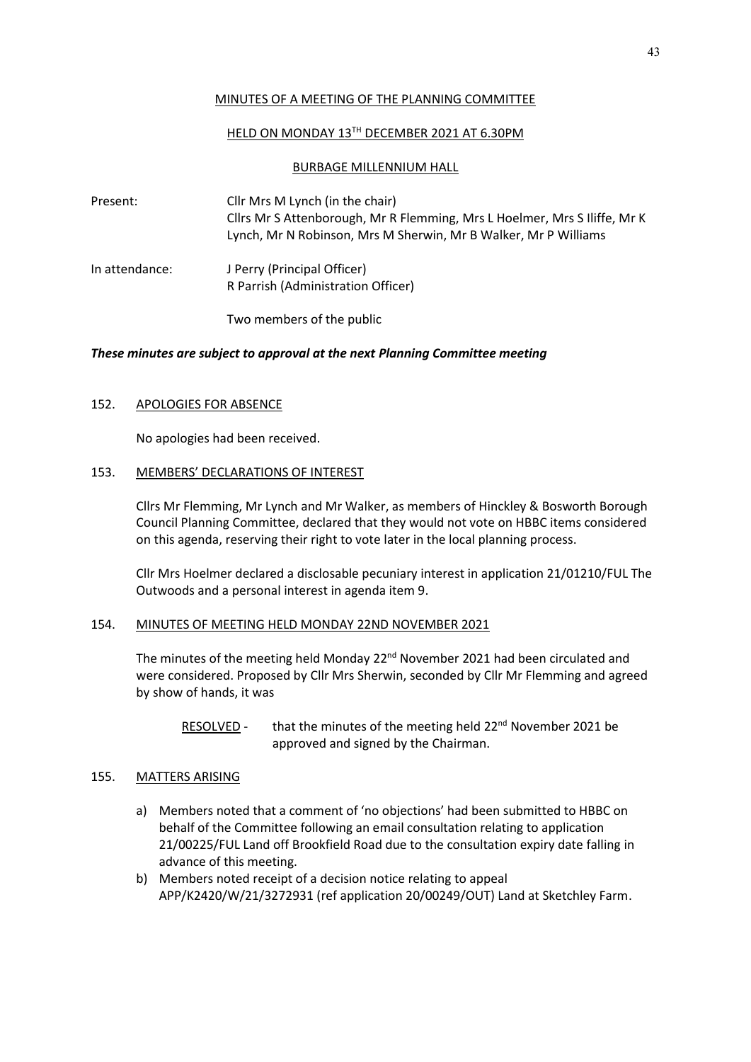MINUTES OF A MEETING OF THE PLANNING COMMITTEE

HELD ON MONDAY 13TH DECEMBER 2021 AT 6.30PM

BURBAGE MILLENNIUM HALL

Present: Cllr Mrs M Lynch (in the chair)
Cllrs Mr S Attenborough, Mr R Flemming, Mrs L Hoelmer, Mrs S Iliffe, Mr K Lynch, Mr N Robinson, Mrs M Sherwin, Mr B Walker, Mr P Williams

In attendance: J Perry (Principal Officer)
R Parrish (Administration Officer)

Two members of the public

***These minutes are subject to approval at the next Planning Committee meeting***

152. APOLOGIES FOR ABSENCE

No apologies had been received.

153. MEMBERS' DECLARATIONS OF INTEREST

Cllrs Mr Flemming, Mr Lynch and Mr Walker, as members of Hinckley & Bosworth Borough Council Planning Committee, declared that they would not vote on HBBC items considered on this agenda, reserving their right to vote later in the local planning process.

Cllr Mrs Hoelmer declared a disclosable pecuniary interest in application 21/01210/FUL The Outwoods and a personal interest in agenda item 9.

154. MINUTES OF MEETING HELD MONDAY 22ND NOVEMBER 2021

The minutes of the meeting held Monday 22nd November 2021 had been circulated and were considered. Proposed by Cllr Mrs Sherwin, seconded by Cllr Mr Flemming and agreed by show of hands, it was

RESOLVED - that the minutes of the meeting held 22nd November 2021 be approved and signed by the Chairman.

155. MATTERS ARISING

a) Members noted that a comment of 'no objections' had been submitted to HBBC on behalf of the Committee following an email consultation relating to application 21/00225/FUL Land off Brookfield Road due to the consultation expiry date falling in advance of this meeting.
b) Members noted receipt of a decision notice relating to appeal APP/K2420/W/21/3272931 (ref application 20/00249/OUT) Land at Sketchley Farm.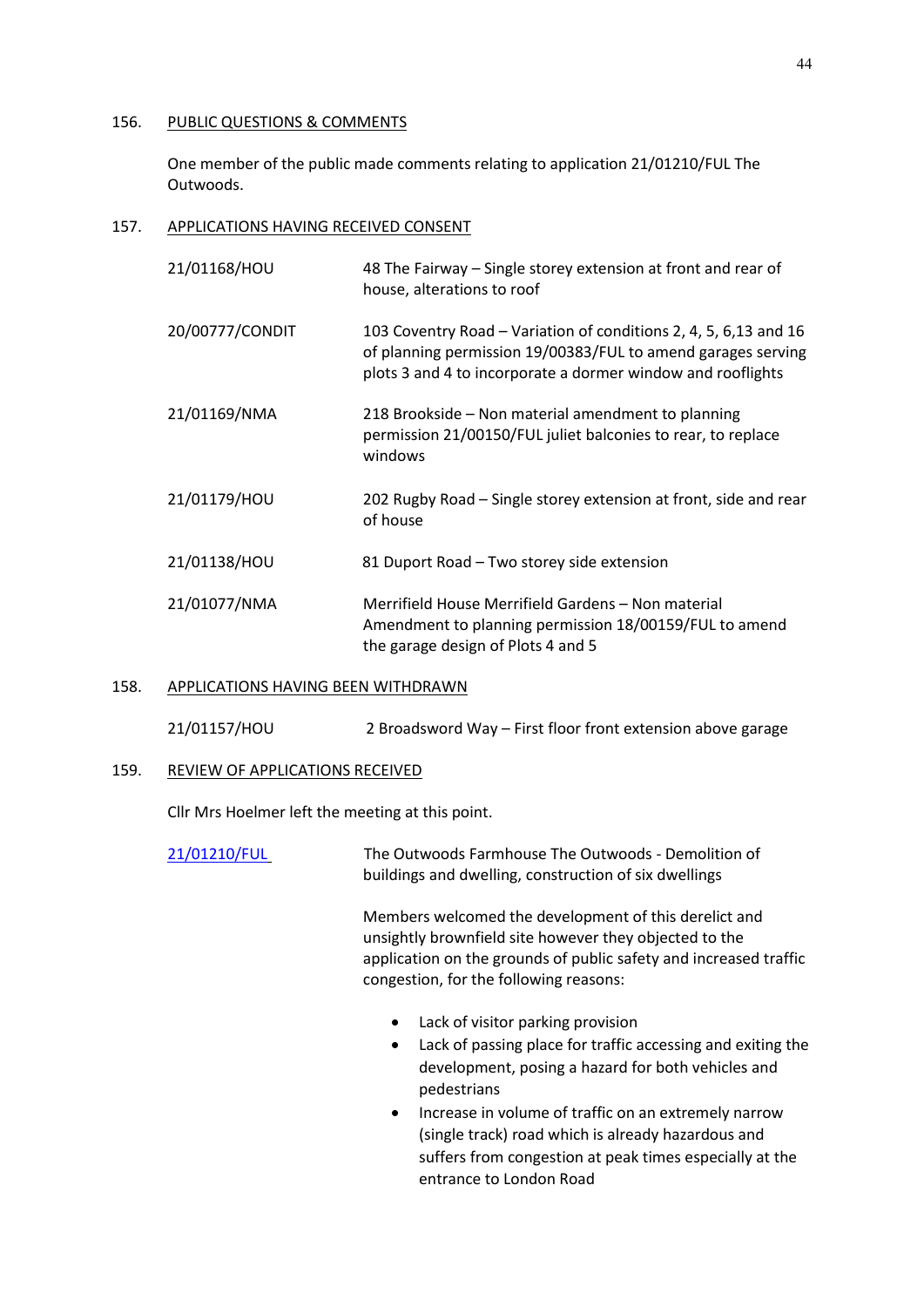## 156. PUBLIC QUESTIONS & COMMENTS

One member of the public made comments relating to application 21/01210/FUL The Outwoods.

## 157. APPLICATIONS HAVING RECEIVED CONSENT

| | |
|---|---|
| 21/01168/HOU | 48 The Fairway – Single storey extension at front and rear of house, alterations to roof |
| 20/00777/CONDIT | 103 Coventry Road – Variation of conditions 2, 4, 5, 6,13 and 16 of planning permission 19/00383/FUL to amend garages serving plots 3 and 4 to incorporate a dormer window and rooflights |
| 21/01169/NMA | 218 Brookside – Non material amendment to planning permission 21/00150/FUL juliet balconies to rear, to replace windows |
| 21/01179/HOU | 202 Rugby Road – Single storey extension at front, side and rear of house |
| 21/01138/HOU | 81 Duport Road – Two storey side extension |
| 21/01077/NMA | Merrifield House Merrifield Gardens – Non material Amendment to planning permission 18/00159/FUL to amend the garage design of Plots 4 and 5 |

## 158. APPLICATIONS HAVING BEEN WITHDRAWN

| | |
|---|---|
| 21/01157/HOU | 2 Broadsword Way – First floor front extension above garage |

## 159. REVIEW OF APPLICATIONS RECEIVED

Cllr Mrs Hoelmer left the meeting at this point.

**21/01210/FUL** The Outwoods Farmhouse The Outwoods - Demolition of buildings and dwelling, construction of six dwellings

Members welcomed the development of this derelict and unsightly brownfield site however they objected to the application on the grounds of public safety and increased traffic congestion, for the following reasons:

- Lack of visitor parking provision
- Lack of passing place for traffic accessing and exiting the development, posing a hazard for both vehicles and pedestrians
- Increase in volume of traffic on an extremely narrow (single track) road which is already hazardous and suffers from congestion at peak times especially at the entrance to London Road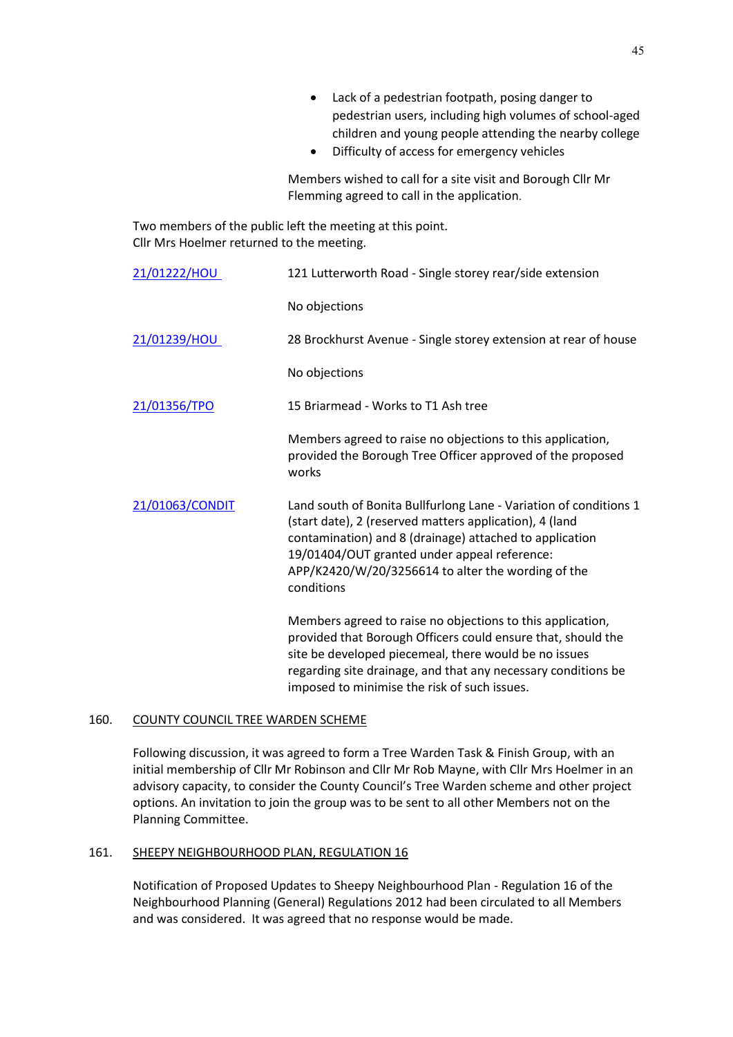- Lack of a pedestrian footpath, posing danger to pedestrian users, including high volumes of school-aged children and young people attending the nearby college
- Difficulty of access for emergency vehicles

Members wished to call for a site visit and Borough Cllr Mr Flemming agreed to call in the application.

Two members of the public left the meeting at this point.
Cllr Mrs Hoelmer returned to the meeting.

21/01222/HOU — 121 Lutterworth Road - Single storey rear/side extension

No objections

21/01239/HOU — 28 Brockhurst Avenue - Single storey extension at rear of house

No objections

21/01356/TPO — 15 Briarmead - Works to T1 Ash tree

Members agreed to raise no objections to this application, provided the Borough Tree Officer approved of the proposed works

21/01063/CONDIT — Land south of Bonita Bullfurlong Lane - Variation of conditions 1 (start date), 2 (reserved matters application), 4 (land contamination) and 8 (drainage) attached to application 19/01404/OUT granted under appeal reference: APP/K2420/W/20/3256614 to alter the wording of the conditions

Members agreed to raise no objections to this application, provided that Borough Officers could ensure that, should the site be developed piecemeal, there would be no issues regarding site drainage, and that any necessary conditions be imposed to minimise the risk of such issues.

## 160. COUNTY COUNCIL TREE WARDEN SCHEME

Following discussion, it was agreed to form a Tree Warden Task & Finish Group, with an initial membership of Cllr Mr Robinson and Cllr Mr Rob Mayne, with Cllr Mrs Hoelmer in an advisory capacity, to consider the County Council's Tree Warden scheme and other project options. An invitation to join the group was to be sent to all other Members not on the Planning Committee.

## 161. SHEEPY NEIGHBOURHOOD PLAN, REGULATION 16

Notification of Proposed Updates to Sheepy Neighbourhood Plan - Regulation 16 of the Neighbourhood Planning (General) Regulations 2012 had been circulated to all Members and was considered. It was agreed that no response would be made.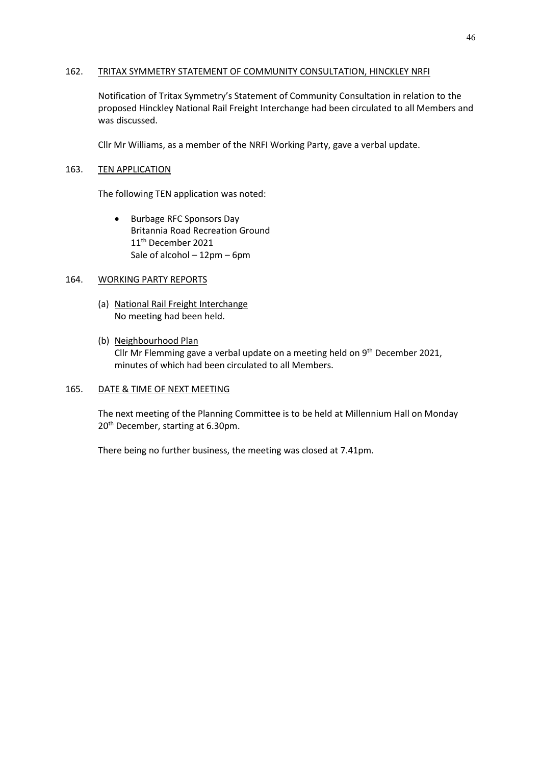162. TRITAX SYMMETRY STATEMENT OF COMMUNITY CONSULTATION, HINCKLEY NRFI

Notification of Tritax Symmetry's Statement of Community Consultation in relation to the proposed Hinckley National Rail Freight Interchange had been circulated to all Members and was discussed.

Cllr Mr Williams, as a member of the NRFI Working Party, gave a verbal update.

163. TEN APPLICATION

The following TEN application was noted:

- Burbage RFC Sponsors Day
  Britannia Road Recreation Ground
  11th December 2021
  Sale of alcohol – 12pm – 6pm

164. WORKING PARTY REPORTS

(a) National Rail Freight Interchange
No meeting had been held.

(b) Neighbourhood Plan
Cllr Mr Flemming gave a verbal update on a meeting held on 9th December 2021, minutes of which had been circulated to all Members.

165. DATE & TIME OF NEXT MEETING

The next meeting of the Planning Committee is to be held at Millennium Hall on Monday 20th December, starting at 6.30pm.

There being no further business, the meeting was closed at 7.41pm.